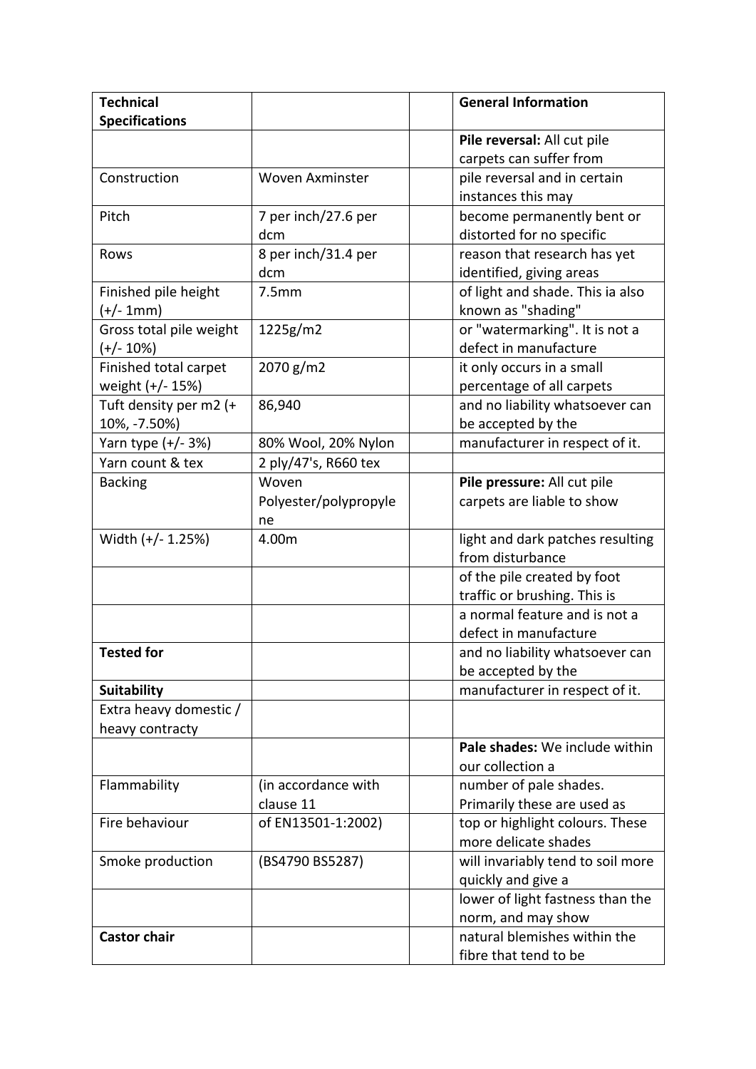| **Technical Specifications** | | | **General Information** |
|---|---|---|---|
| | | | **Pile reversal:** All cut pile carpets can suffer from |
| Construction | Woven Axminster | | pile reversal and in certain instances this may |
| Pitch | 7 per inch/27.6 per dcm | | become permanently bent or distorted for no specific |
| Rows | 8 per inch/31.4 per dcm | | reason that research has yet identified, giving areas |
| Finished pile height (+/- 1mm) | 7.5mm | | of light and shade. This ia also known as "shading" |
| Gross total pile weight (+/- 10%) | 1225g/m2 | | or "watermarking". It is not a defect in manufacture |
| Finished total carpet weight (+/- 15%) | 2070 g/m2 | | it only occurs in a small percentage of all carpets |
| Tuft density per m2 (+ 10%, -7.50%) | 86,940 | | and no liability whatsoever can be accepted by the |
| Yarn type (+/- 3%) | 80% Wool, 20% Nylon | | manufacturer in respect of it. |
| Yarn count & tex | 2 ply/47's, R660 tex | | |
| Backing | Woven Polyester/polypropylene | | **Pile pressure:** All cut pile carpets are liable to show |
| Width (+/- 1.25%) | 4.00m | | light and dark patches resulting from disturbance |
| | | | of the pile created by foot traffic or brushing. This is |
| | | | a normal feature and is not a defect in manufacture |
| **Tested for** | | | and no liability whatsoever can be accepted by the |
| **Suitability** | | | manufacturer in respect of it. |
| Extra heavy domestic / heavy contracty | | | |
| | | | **Pale shades:** We include within our collection a |
| Flammability | (in accordance with clause 11 | | number of pale shades. Primarily these are used as |
| Fire behaviour | of EN13501-1:2002) | | top or highlight colours. These more delicate shades |
| Smoke production | (BS4790 BS5287) | | will invariably tend to soil more quickly and give a |
| | | | lower of light fastness than the norm, and may show |
| **Castor chair** | | | natural blemishes within the fibre that tend to be |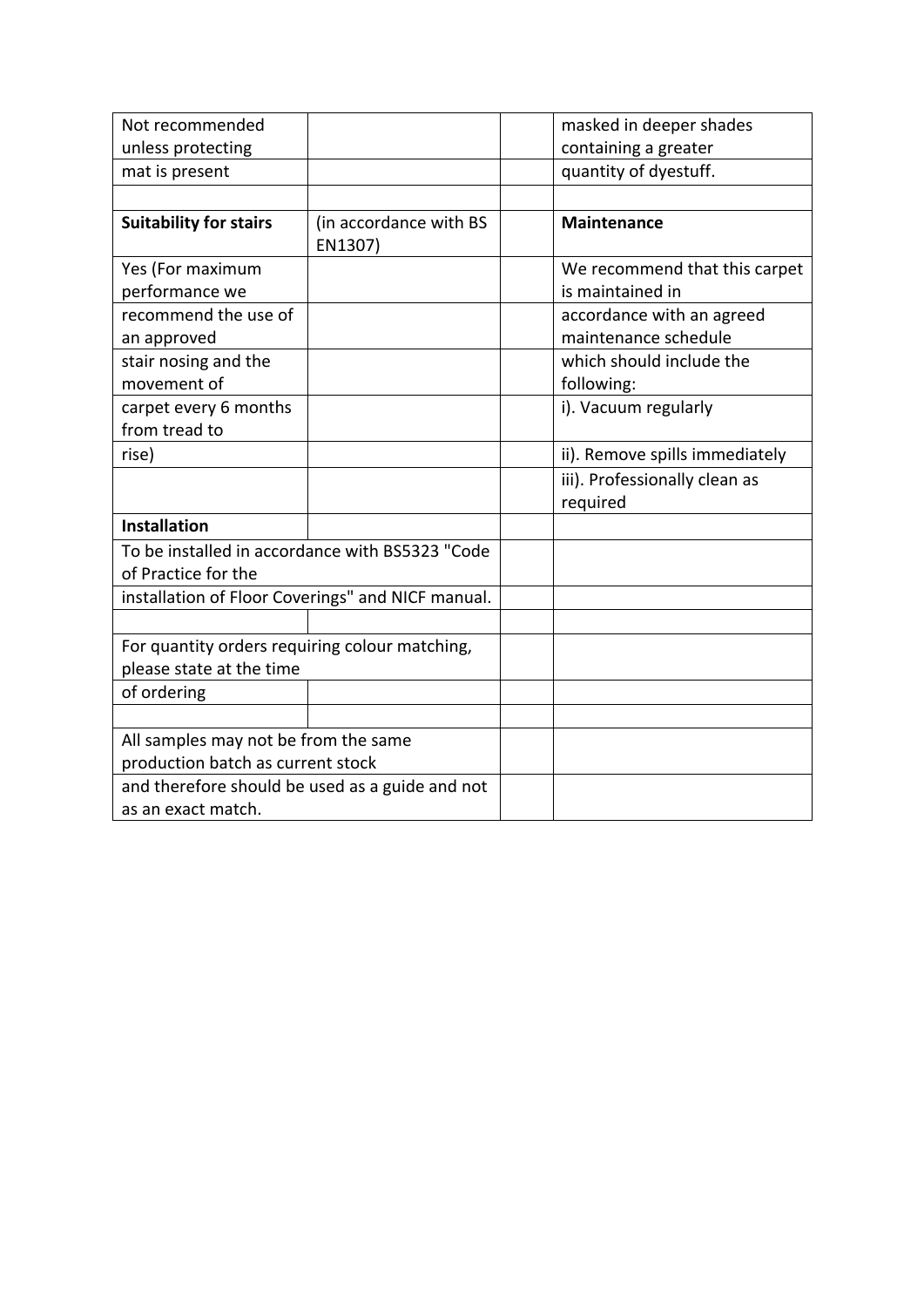| | | | |
|---|---|---|---|
| Not recommended unless protecting | | | masked in deeper shades containing a greater |
| mat is present | | | quantity of dyestuff. |
| | | | |
| **Suitability for stairs** | (in accordance with BS EN1307) | | **Maintenance** |
| Yes (For maximum performance we | | | We recommend that this carpet is maintained in |
| recommend the use of an approved | | | accordance with an agreed maintenance schedule |
| stair nosing and the movement of | | | which should include the following: |
| carpet every 6 months from tread to | | | i). Vacuum regularly |
| rise) | | | ii). Remove spills immediately |
| | | | iii). Professionally clean as required |
| **Installation** | | | |
| To be installed in accordance with BS5323 "Code of Practice for the | | | |
| installation of Floor Coverings" and NICF manual. | | | |
| | | | |
| For quantity orders requiring colour matching, please state at the time | | | |
| of ordering | | | |
| | | | |
| All samples may not be from the same production batch as current stock | | | |
| and therefore should be used as a guide and not as an exact match. | | | |